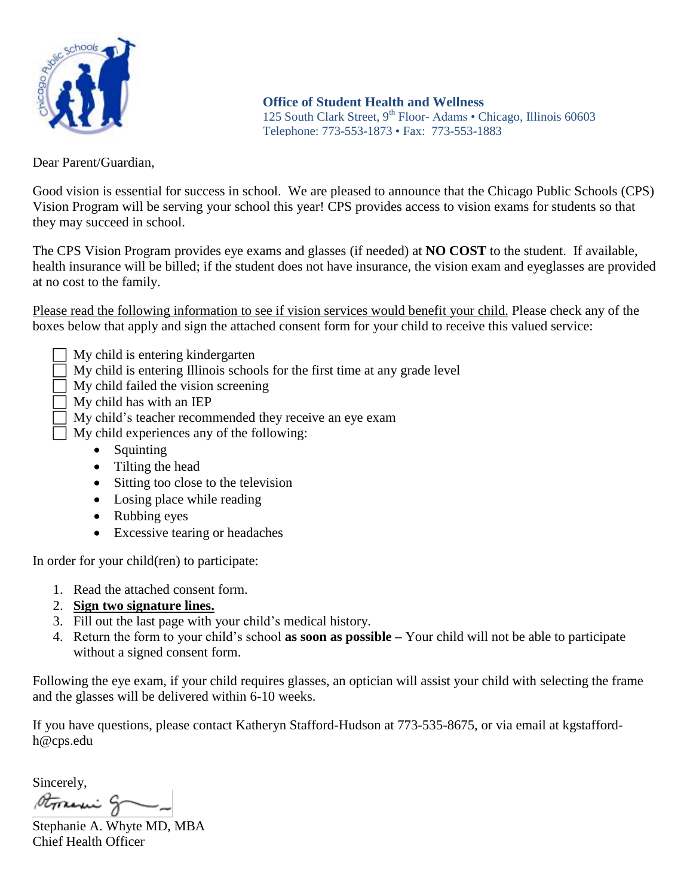**Office of Student Health and Wellness**
125 South Clark Street, 9th Floor- Adams • Chicago, Illinois 60603
Telephone: 773-553-1873 • Fax: 773-553-1883

Dear Parent/Guardian,

Good vision is essential for success in school. We are pleased to announce that the Chicago Public Schools (CPS) Vision Program will be serving your school this year! CPS provides access to vision exams for students so that they may succeed in school.

The CPS Vision Program provides eye exams and glasses (if needed) at **NO COST** to the student. If available, health insurance will be billed; if the student does not have insurance, the vision exam and eyeglasses are provided at no cost to the family.

Please read the following information to see if vision services would benefit your child. Please check any of the boxes below that apply and sign the attached consent form for your child to receive this valued service:

- ☐ My child is entering kindergarten
- ☐ My child is entering Illinois schools for the first time at any grade level
- ☐ My child failed the vision screening
- ☐ My child has with an IEP
- ☐ My child's teacher recommended they receive an eye exam
- ☐ My child experiences any of the following:
  - Squinting
  - Tilting the head
  - Sitting too close to the television
  - Losing place while reading
  - Rubbing eyes
  - Excessive tearing or headaches

In order for your child(ren) to participate:

1. Read the attached consent form.
2. **Sign two signature lines.**
3. Fill out the last page with your child's medical history.
4. Return the form to your child's school **as soon as possible –** Your child will not be able to participate without a signed consent form.

Following the eye exam, if your child requires glasses, an optician will assist your child with selecting the frame and the glasses will be delivered within 6-10 weeks.

If you have questions, please contact Katheryn Stafford-Hudson at 773-535-8675, or via email at kgstafford-h@cps.edu

Sincerely,

Stephanie A. Whyte MD, MBA
Chief Health Officer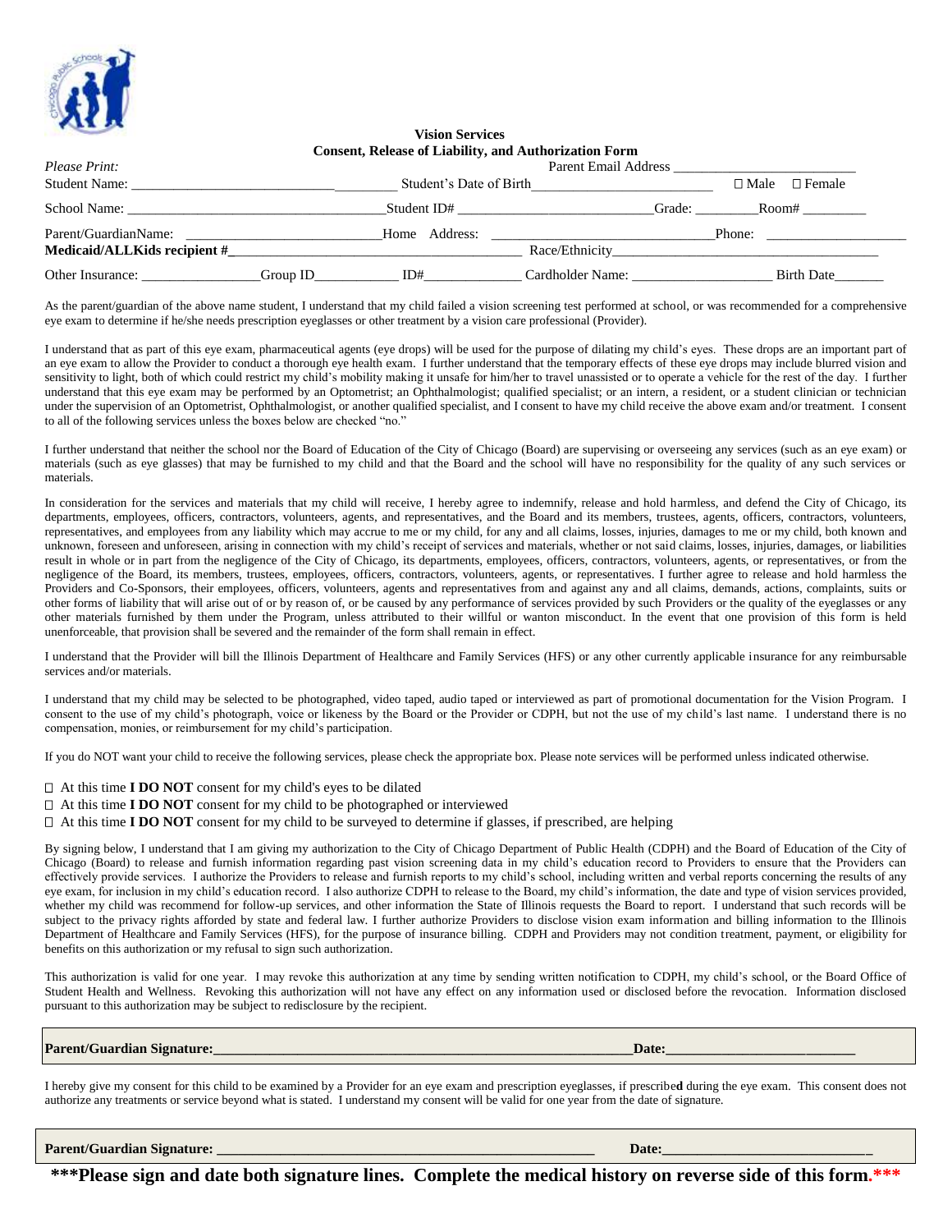**Vision Services**
**Consent, Release of Liability, and Authorization Form**

*Please Print:* Parent Email Address ___________________________

Student Name: _____________________________________ Student's Date of Birth_________________________ ☐ Male ☐ Female

School Name: ___________________________________ Student ID# ___________________________ Grade: ________ Room# _________

Parent/GuardianName: ___________________________ Home Address: _______________________________ Phone: ___________________

**Medicaid/ALLKids recipient #**___________________________________________ Race/Ethnicity______________________________________

Other Insurance: ________________ Group ID____________ ID#_____________ Cardholder Name: ____________________ Birth Date_______

As the parent/guardian of the above name student, I understand that my child failed a vision screening test performed at school, or was recommended for a comprehensive eye exam to determine if he/she needs prescription eyeglasses or other treatment by a vision care professional (Provider).

I understand that as part of this eye exam, pharmaceutical agents (eye drops) will be used for the purpose of dilating my child's eyes. These drops are an important part of an eye exam to allow the Provider to conduct a thorough eye health exam. I further understand that the temporary effects of these eye drops may include blurred vision and sensitivity to light, both of which could restrict my child's mobility making it unsafe for him/her to travel unassisted or to operate a vehicle for the rest of the day. I further understand that this eye exam may be performed by an Optometrist; an Ophthalmologist; qualified specialist; or an intern, a resident, or a student clinician or technician under the supervision of an Optometrist, Ophthalmologist, or another qualified specialist, and I consent to have my child receive the above exam and/or treatment. I consent to all of the following services unless the boxes below are checked "no."

I further understand that neither the school nor the Board of Education of the City of Chicago (Board) are supervising or overseeing any services (such as an eye exam) or materials (such as eye glasses) that may be furnished to my child and that the Board and the school will have no responsibility for the quality of any such services or materials.

In consideration for the services and materials that my child will receive, I hereby agree to indemnify, release and hold harmless, and defend the City of Chicago, its departments, employees, officers, contractors, volunteers, agents, and representatives, and the Board and its members, trustees, agents, officers, contractors, volunteers, representatives, and employees from any liability which may accrue to me or my child, for any and all claims, losses, injuries, damages to me or my child, both known and unknown, foreseen and unforeseen, arising in connection with my child's receipt of services and materials, whether or not said claims, losses, injuries, damages, or liabilities result in whole or in part from the negligence of the City of Chicago, its departments, employees, officers, contractors, volunteers, agents, or representatives, or from the negligence of the Board, its members, trustees, employees, officers, contractors, volunteers, agents, or representatives. I further agree to release and hold harmless the Providers and Co-Sponsors, their employees, officers, volunteers, agents and representatives from and against any and all claims, demands, actions, complaints, suits or other forms of liability that will arise out of or by reason of, or be caused by any performance of services provided by such Providers or the quality of the eyeglasses or any other materials furnished by them under the Program, unless attributed to their willful or wanton misconduct. In the event that one provision of this form is held unenforceable, that provision shall be severed and the remainder of the form shall remain in effect.

I understand that the Provider will bill the Illinois Department of Healthcare and Family Services (HFS) or any other currently applicable insurance for any reimbursable services and/or materials.

I understand that my child may be selected to be photographed, video taped, audio taped or interviewed as part of promotional documentation for the Vision Program. I consent to the use of my child's photograph, voice or likeness by the Board or the Provider or CDPH, but not the use of my child's last name. I understand there is no compensation, monies, or reimbursement for my child's participation.

If you do NOT want your child to receive the following services, please check the appropriate box. Please note services will be performed unless indicated otherwise.

☐ At this time **I DO NOT** consent for my child's eyes to be dilated
☐ At this time **I DO NOT** consent for my child to be photographed or interviewed
☐ At this time **I DO NOT** consent for my child to be surveyed to determine if glasses, if prescribed, are helping

By signing below, I understand that I am giving my authorization to the City of Chicago Department of Public Health (CDPH) and the Board of Education of the City of Chicago (Board) to release and furnish information regarding past vision screening data in my child's education record to Providers to ensure that the Providers can effectively provide services. I authorize the Providers to release and furnish reports to my child's school, including written and verbal reports concerning the results of any eye exam, for inclusion in my child's education record. I also authorize CDPH to release to the Board, my child's information, the date and type of vision services provided, whether my child was recommend for follow-up services, and other information the State of Illinois requests the Board to report. I understand that such records will be subject to the privacy rights afforded by state and federal law. I further authorize Providers to disclose vision exam information and billing information to the Illinois Department of Healthcare and Family Services (HFS), for the purpose of insurance billing. CDPH and Providers may not condition treatment, payment, or eligibility for benefits on this authorization or my refusal to sign such authorization.

This authorization is valid for one year. I may revoke this authorization at any time by sending written notification to CDPH, my child's school, or the Board Office of Student Health and Wellness. Revoking this authorization will not have any effect on any information used or disclosed before the revocation. Information disclosed pursuant to this authorization may be subject to redisclosure by the recipient.

**Parent/Guardian Signature:**_______________________________________________________________**Date:**___________________________

I hereby give my consent for this child to be examined by a Provider for an eye exam and prescription eyeglasses, if prescribed during the eye exam. This consent does not authorize any treatments or service beyond what is stated. I understand my consent will be valid for one year from the date of signature.

**Parent/Guardian Signature:** ______________________________________________________ **Date:**______________________________

**\*\*\*Please sign and date both signature lines. Complete the medical history on reverse side of this form.\*\*\***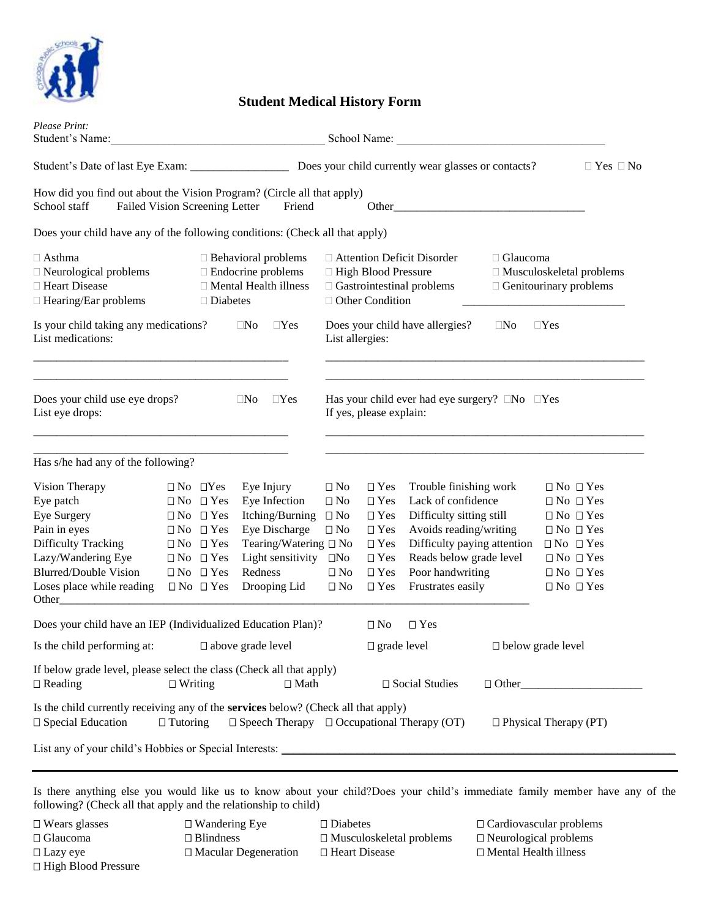# Student Medical History Form

*Please Print:*

Student's Name:____________________________________ School Name: ____________________________________

Student's Date of last Eye Exam: _________________ Does your child currently wear glasses or contacts? ☐ Yes ☐ No

How did you find out about the Vision Program? (Circle all that apply)

School staff   Failed Vision Screening Letter   Friend   Other________________________________

Does your child have any of the following conditions: (Check all that apply)

| | | | |
|---|---|---|---|
| ☐ Asthma | ☐ Behavioral problems | ☐ Attention Deficit Disorder | ☐ Glaucoma |
| ☐ Neurological problems | ☐ Endocrine problems | ☐ High Blood Pressure | ☐ Musculoskeletal problems |
| ☐ Heart Disease | ☐ Mental Health illness | ☐ Gastrointestinal problems | ☐ Genitourinary problems |
| ☐ Hearing/Ear problems | ☐ Diabetes | ☐ Other Condition | ____________________________ |

Is your child taking any medications? ☐No ☐Yes

List medications:

_____________________________________________

_____________________________________________

Does your child have allergies? ☐No ☐Yes

List allergies:

_____________________________________________

_____________________________________________

Does your child use eye drops? ☐No ☐Yes

List eye drops:

_____________________________________________

_____________________________________________

Has your child ever had eye surgery? ☐No ☐Yes

If yes, please explain:

_____________________________________________

_____________________________________________

Has s/he had any of the following?

| | | | | | |
|---|---|---|---|---|---|
| Vision Therapy | ☐ No ☐Yes | Eye Injury | ☐ No ☐ Yes | Trouble finishing work | ☐ No ☐ Yes |
| Eye patch | ☐ No ☐ Yes | Eye Infection | ☐ No ☐ Yes | Lack of confidence | ☐ No ☐ Yes |
| Eye Surgery | ☐ No ☐ Yes | Itching/Burning | ☐ No ☐ Yes | Difficulty sitting still | ☐ No ☐ Yes |
| Pain in eyes | ☐ No ☐ Yes | Eye Discharge | ☐ No ☐ Yes | Avoids reading/writing | ☐ No ☐ Yes |
| Difficulty Tracking | ☐ No ☐ Yes | Tearing/Watering | ☐ No ☐ Yes | Difficulty paying attention | ☐ No ☐ Yes |
| Lazy/Wandering Eye | ☐ No ☐ Yes | Light sensitivity | ☐No ☐ Yes | Reads below grade level | ☐ No ☐ Yes |
| Blurred/Double Vision | ☐ No ☐ Yes | Redness | ☐ No ☐ Yes | Poor handwriting | ☐ No ☐ Yes |
| Loses place while reading | ☐ No ☐ Yes | Drooping Lid | ☐ No ☐ Yes | Frustrates easily | ☐ No ☐ Yes |

Other______________________________________________________________________________

Does your child have an IEP (Individualized Education Plan)? ☐ No ☐ Yes

Is the child performing at: ☐ above grade level ☐ grade level ☐ below grade level

If below grade level, please select the class (Check all that apply)

☐ Reading ☐ Writing ☐ Math ☐ Social Studies ☐ Other____________________

Is the child currently receiving any of the **services** below? (Check all that apply)

☐ Special Education ☐ Tutoring ☐ Speech Therapy ☐ Occupational Therapy (OT) ☐ Physical Therapy (PT)

List any of your child's Hobbies or Special Interests: ______________________________________________

---

Is there anything else you would like us to know about your child?Does your child's immediate family member have any of the following? (Check all that apply and the relationship to child)

| | | | |
|---|---|---|---|
| ☐ Wears glasses | ☐ Wandering Eye | ☐ Diabetes | ☐ Cardiovascular problems |
| ☐ Glaucoma | ☐ Blindness | ☐ Musculoskeletal problems | ☐ Neurological problems |
| ☐ Lazy eye | ☐ Macular Degeneration | ☐ Heart Disease | ☐ Mental Health illness |
| ☐ High Blood Pressure | | | |